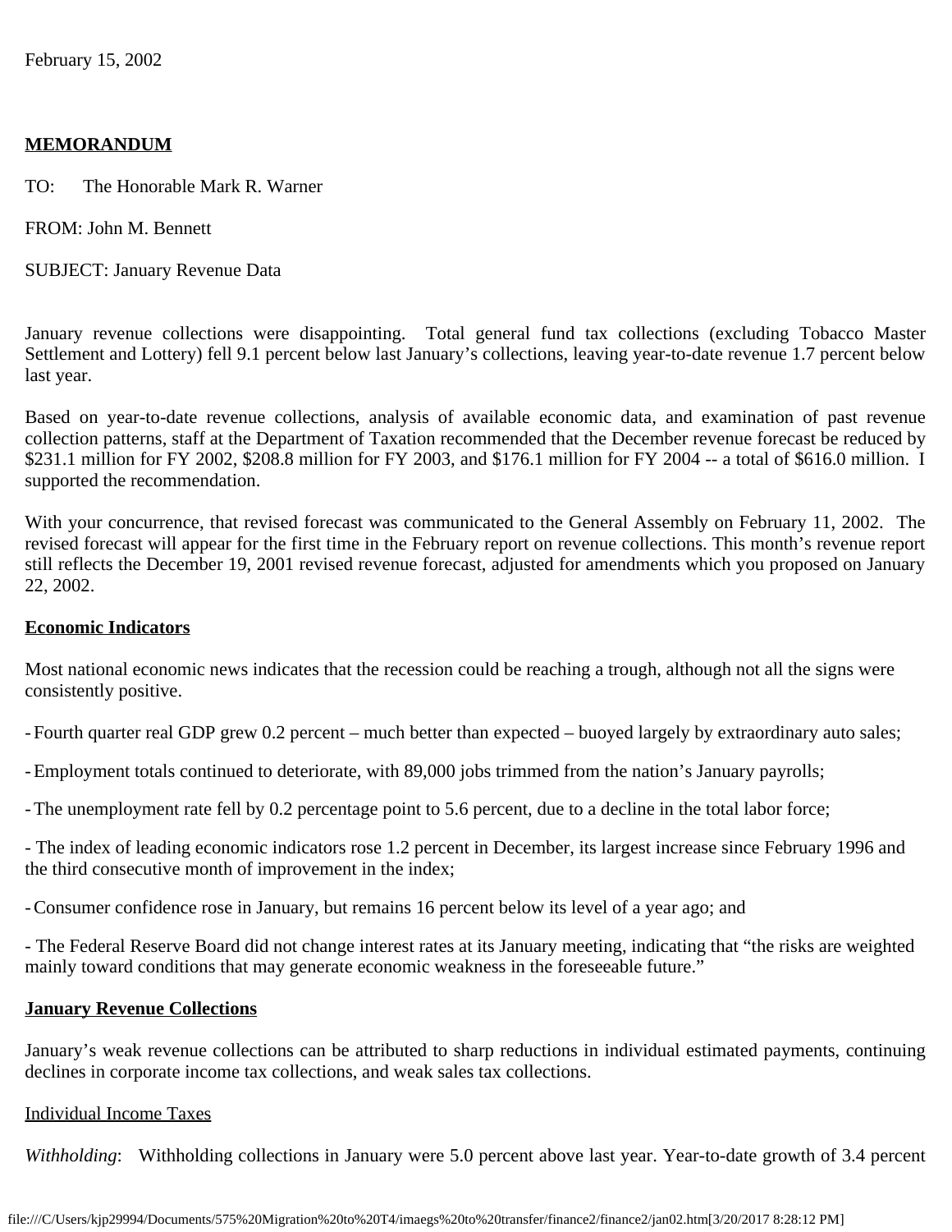February 15, 2002

**MEMORANDUM**

TO: The Honorable Mark R. Warner

FROM: John M. Bennett

SUBJECT: January Revenue Data

January revenue collections were disappointing. Total general fund tax collections (excluding Tobacco Master Settlement and Lottery) fell 9.1 percent below last January's collections, leaving year-to-date revenue 1.7 percent below last year.

Based on year-to-date revenue collections, analysis of available economic data, and examination of past revenue collection patterns, staff at the Department of Taxation recommended that the December revenue forecast be reduced by $231.1 million for FY 2002, $208.8 million for FY 2003, and $176.1 million for FY 2004 -- a total of $616.0 million. I supported the recommendation.

With your concurrence, that revised forecast was communicated to the General Assembly on February 11, 2002. The revised forecast will appear for the first time in the February report on revenue collections. This month's revenue report still reflects the December 19, 2001 revised revenue forecast, adjusted for amendments which you proposed on January 22, 2002.

**Economic Indicators**

Most national economic news indicates that the recession could be reaching a trough, although not all the signs were consistently positive.

- Fourth quarter real GDP grew 0.2 percent – much better than expected – buoyed largely by extraordinary auto sales;
- Employment totals continued to deteriorate, with 89,000 jobs trimmed from the nation's January payrolls;
- The unemployment rate fell by 0.2 percentage point to 5.6 percent, due to a decline in the total labor force;
- The index of leading economic indicators rose 1.2 percent in December, its largest increase since February 1996 and the third consecutive month of improvement in the index;
- Consumer confidence rose in January, but remains 16 percent below its level of a year ago; and
- The Federal Reserve Board did not change interest rates at its January meeting, indicating that "the risks are weighted mainly toward conditions that may generate economic weakness in the foreseeable future."

**January Revenue Collections**

January's weak revenue collections can be attributed to sharp reductions in individual estimated payments, continuing declines in corporate income tax collections, and weak sales tax collections.

Individual Income Taxes

*Withholding*: Withholding collections in January were 5.0 percent above last year. Year-to-date growth of 3.4 percent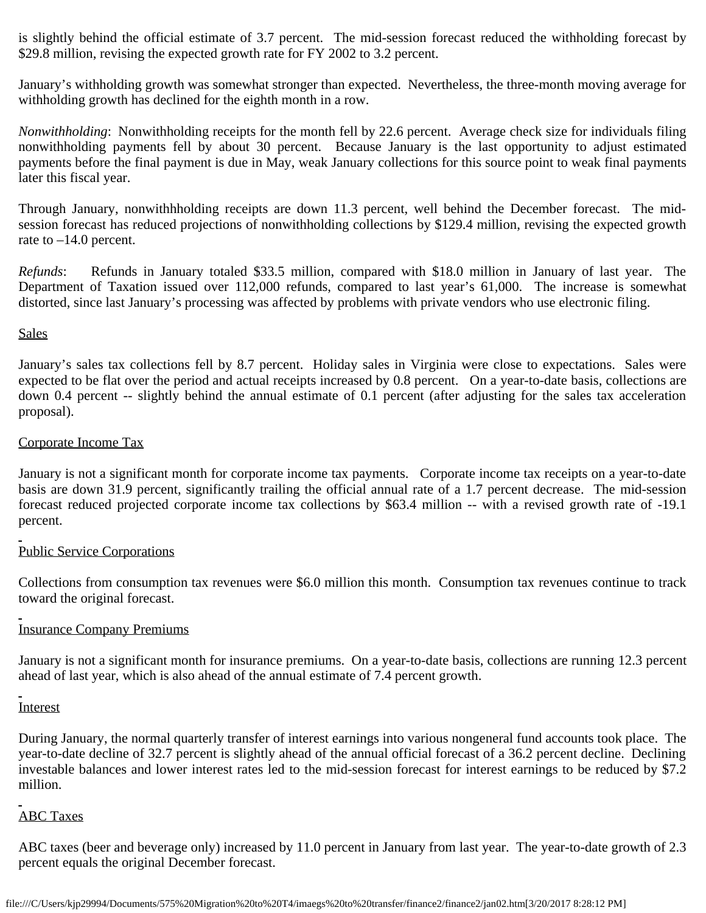is slightly behind the official estimate of 3.7 percent. The mid-session forecast reduced the withholding forecast by $29.8 million, revising the expected growth rate for FY 2002 to 3.2 percent.

January's withholding growth was somewhat stronger than expected. Nevertheless, the three-month moving average for withholding growth has declined for the eighth month in a row.

*Nonwithholding*: Nonwithholding receipts for the month fell by 22.6 percent. Average check size for individuals filing nonwithholding payments fell by about 30 percent. Because January is the last opportunity to adjust estimated payments before the final payment is due in May, weak January collections for this source point to weak final payments later this fiscal year.

Through January, nonwithhholding receipts are down 11.3 percent, well behind the December forecast. The mid-session forecast has reduced projections of nonwithholding collections by $129.4 million, revising the expected growth rate to –14.0 percent.

*Refunds*: Refunds in January totaled $33.5 million, compared with $18.0 million in January of last year. The Department of Taxation issued over 112,000 refunds, compared to last year's 61,000. The increase is somewhat distorted, since last January's processing was affected by problems with private vendors who use electronic filing.

## Sales

January's sales tax collections fell by 8.7 percent. Holiday sales in Virginia were close to expectations. Sales were expected to be flat over the period and actual receipts increased by 0.8 percent. On a year-to-date basis, collections are down 0.4 percent -- slightly behind the annual estimate of 0.1 percent (after adjusting for the sales tax acceleration proposal).

## Corporate Income Tax

January is not a significant month for corporate income tax payments. Corporate income tax receipts on a year-to-date basis are down 31.9 percent, significantly trailing the official annual rate of a 1.7 percent decrease. The mid-session forecast reduced projected corporate income tax collections by $63.4 million -- with a revised growth rate of -19.1 percent.

## Public Service Corporations

Collections from consumption tax revenues were $6.0 million this month. Consumption tax revenues continue to track toward the original forecast.

## Insurance Company Premiums

January is not a significant month for insurance premiums. On a year-to-date basis, collections are running 12.3 percent ahead of last year, which is also ahead of the annual estimate of 7.4 percent growth.

## Interest

During January, the normal quarterly transfer of interest earnings into various nongeneral fund accounts took place. The year-to-date decline of 32.7 percent is slightly ahead of the annual official forecast of a 36.2 percent decline. Declining investable balances and lower interest rates led to the mid-session forecast for interest earnings to be reduced by $7.2 million.

## ABC Taxes

ABC taxes (beer and beverage only) increased by 11.0 percent in January from last year. The year-to-date growth of 2.3 percent equals the original December forecast.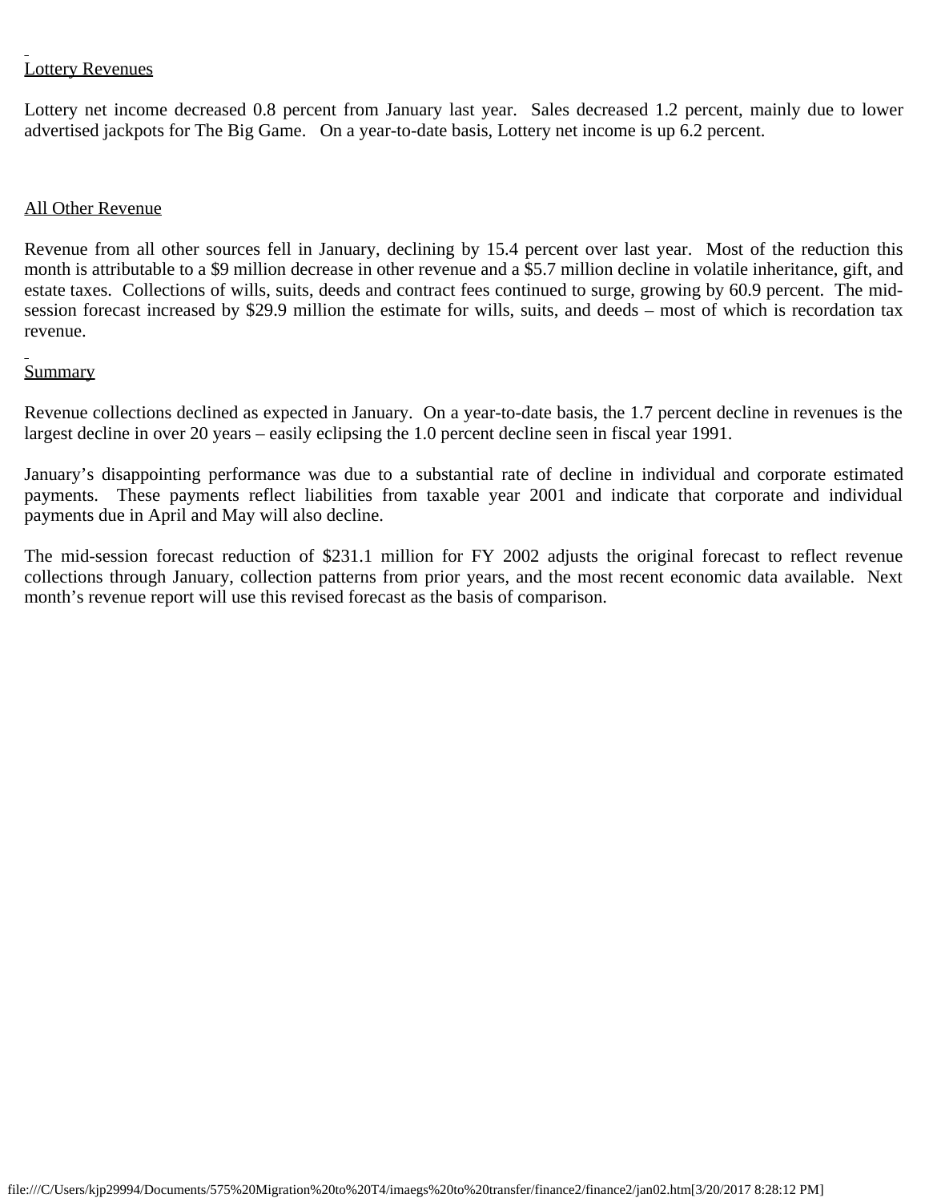Lottery Revenues

Lottery net income decreased 0.8 percent from January last year. Sales decreased 1.2 percent, mainly due to lower advertised jackpots for The Big Game. On a year-to-date basis, Lottery net income is up 6.2 percent.

All Other Revenue

Revenue from all other sources fell in January, declining by 15.4 percent over last year. Most of the reduction this month is attributable to a $9 million decrease in other revenue and a $5.7 million decline in volatile inheritance, gift, and estate taxes. Collections of wills, suits, deeds and contract fees continued to surge, growing by 60.9 percent. The mid-session forecast increased by $29.9 million the estimate for wills, suits, and deeds – most of which is recordation tax revenue.

Summary

Revenue collections declined as expected in January. On a year-to-date basis, the 1.7 percent decline in revenues is the largest decline in over 20 years – easily eclipsing the 1.0 percent decline seen in fiscal year 1991.

January's disappointing performance was due to a substantial rate of decline in individual and corporate estimated payments. These payments reflect liabilities from taxable year 2001 and indicate that corporate and individual payments due in April and May will also decline.

The mid-session forecast reduction of $231.1 million for FY 2002 adjusts the original forecast to reflect revenue collections through January, collection patterns from prior years, and the most recent economic data available. Next month's revenue report will use this revised forecast as the basis of comparison.